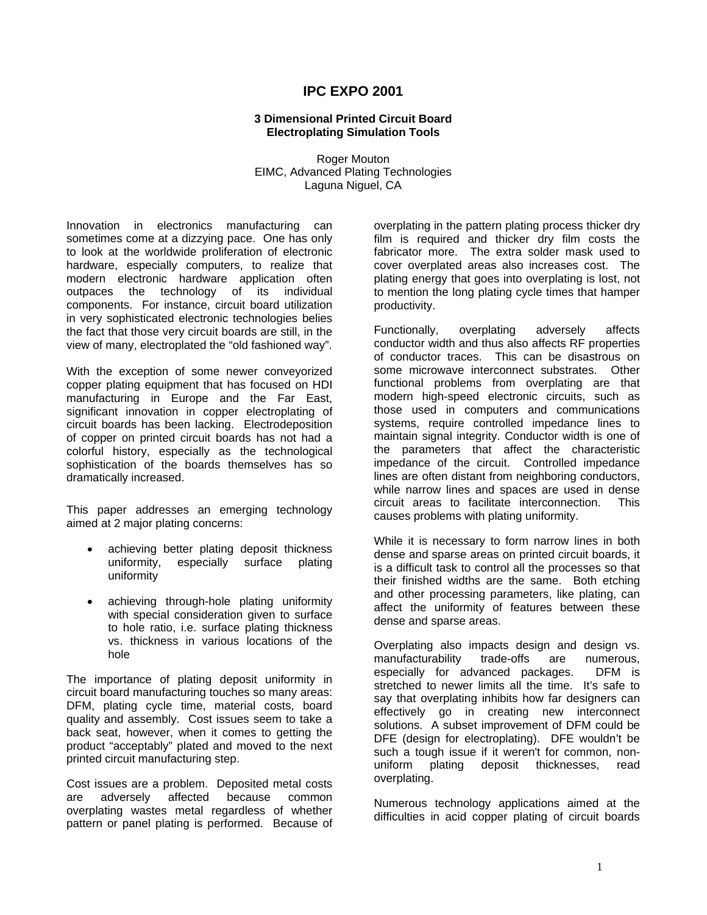# IPC EXPO 2001

### 3 Dimensional Printed Circuit Board Electroplating Simulation Tools

Roger Mouton
EIMC, Advanced Plating Technologies
Laguna Niguel, CA

Innovation in electronics manufacturing can sometimes come at a dizzying pace. One has only to look at the worldwide proliferation of electronic hardware, especially computers, to realize that modern electronic hardware application often outpaces the technology of its individual components. For instance, circuit board utilization in very sophisticated electronic technologies belies the fact that those very circuit boards are still, in the view of many, electroplated the "old fashioned way".

With the exception of some newer conveyorized copper plating equipment that has focused on HDI manufacturing in Europe and the Far East, significant innovation in copper electroplating of circuit boards has been lacking. Electrodeposition of copper on printed circuit boards has not had a colorful history, especially as the technological sophistication of the boards themselves has so dramatically increased.

This paper addresses an emerging technology aimed at 2 major plating concerns:

- achieving better plating deposit thickness uniformity, especially surface plating uniformity
- achieving through-hole plating uniformity with special consideration given to surface to hole ratio, i.e. surface plating thickness vs. thickness in various locations of the hole

The importance of plating deposit uniformity in circuit board manufacturing touches so many areas: DFM, plating cycle time, material costs, board quality and assembly. Cost issues seem to take a back seat, however, when it comes to getting the product "acceptably" plated and moved to the next printed circuit manufacturing step.

Cost issues are a problem. Deposited metal costs are adversely affected because common overplating wastes metal regardless of whether pattern or panel plating is performed. Because of overplating in the pattern plating process thicker dry film is required and thicker dry film costs the fabricator more. The extra solder mask used to cover overplated areas also increases cost. The plating energy that goes into overplating is lost, not to mention the long plating cycle times that hamper productivity.

Functionally, overplating adversely affects conductor width and thus also affects RF properties of conductor traces. This can be disastrous on some microwave interconnect substrates. Other functional problems from overplating are that modern high-speed electronic circuits, such as those used in computers and communications systems, require controlled impedance lines to maintain signal integrity. Conductor width is one of the parameters that affect the characteristic impedance of the circuit. Controlled impedance lines are often distant from neighboring conductors, while narrow lines and spaces are used in dense circuit areas to facilitate interconnection. This causes problems with plating uniformity.

While it is necessary to form narrow lines in both dense and sparse areas on printed circuit boards, it is a difficult task to control all the processes so that their finished widths are the same. Both etching and other processing parameters, like plating, can affect the uniformity of features between these dense and sparse areas.

Overplating also impacts design and design vs. manufacturability trade-offs are numerous, especially for advanced packages. DFM is stretched to newer limits all the time. It's safe to say that overplating inhibits how far designers can effectively go in creating new interconnect solutions. A subset improvement of DFM could be DFE (design for electroplating). DFE wouldn't be such a tough issue if it weren't for common, non-uniform plating deposit thicknesses, read overplating.

Numerous technology applications aimed at the difficulties in acid copper plating of circuit boards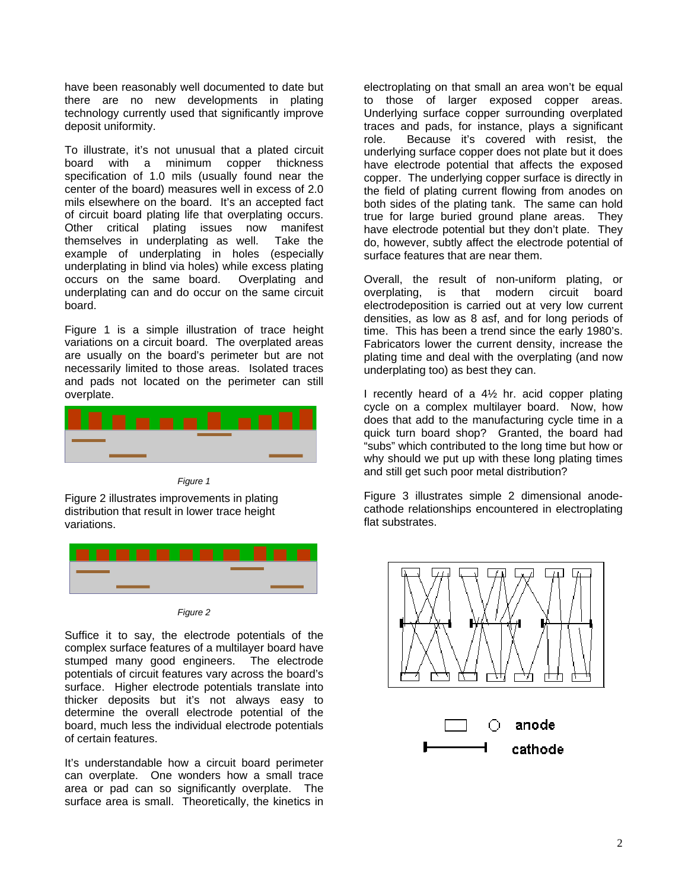have been reasonably well documented to date but there are no new developments in plating technology currently used that significantly improve deposit uniformity.

To illustrate, it's not unusual that a plated circuit board with a minimum copper thickness specification of 1.0 mils (usually found near the center of the board) measures well in excess of 2.0 mils elsewhere on the board. It's an accepted fact of circuit board plating life that overplating occurs. Other critical plating issues now manifest themselves in underplating as well. Take the example of underplating in holes (especially underplating in blind via holes) while excess plating occurs on the same board. Overplating and underplating can and do occur on the same circuit board.

Figure 1 is a simple illustration of trace height variations on a circuit board. The overplated areas are usually on the board's perimeter but are not necessarily limited to those areas. Isolated traces and pads not located on the perimeter can still overplate.

*Figure 1*

Figure 2 illustrates improvements in plating distribution that result in lower trace height variations.

*Figure 2*

Suffice it to say, the electrode potentials of the complex surface features of a multilayer board have stumped many good engineers. The electrode potentials of circuit features vary across the board's surface. Higher electrode potentials translate into thicker deposits but it's not always easy to determine the overall electrode potential of the board, much less the individual electrode potentials of certain features.

It's understandable how a circuit board perimeter can overplate. One wonders how a small trace area or pad can so significantly overplate. The surface area is small. Theoretically, the kinetics in electroplating on that small an area won't be equal to those of larger exposed copper areas. Underlying surface copper surrounding overplated traces and pads, for instance, plays a significant role. Because it's covered with resist, the underlying surface copper does not plate but it does have electrode potential that affects the exposed copper. The underlying copper surface is directly in the field of plating current flowing from anodes on both sides of the plating tank. The same can hold true for large buried ground plane areas. They have electrode potential but they don't plate. They do, however, subtly affect the electrode potential of surface features that are near them.

Overall, the result of non-uniform plating, or overplating, is that modern circuit board electrodeposition is carried out at very low current densities, as low as 8 asf, and for long periods of time. This has been a trend since the early 1980's. Fabricators lower the current density, increase the plating time and deal with the overplating (and now underplating too) as best they can.

I recently heard of a 4½ hr. acid copper plating cycle on a complex multilayer board. Now, how does that add to the manufacturing cycle time in a quick turn board shop? Granted, the board had "subs" which contributed to the long time but how or why should we put up with these long plating times and still get such poor metal distribution?

Figure 3 illustrates simple 2 dimensional anode-cathode relationships encountered in electroplating flat substrates.

anode

cathode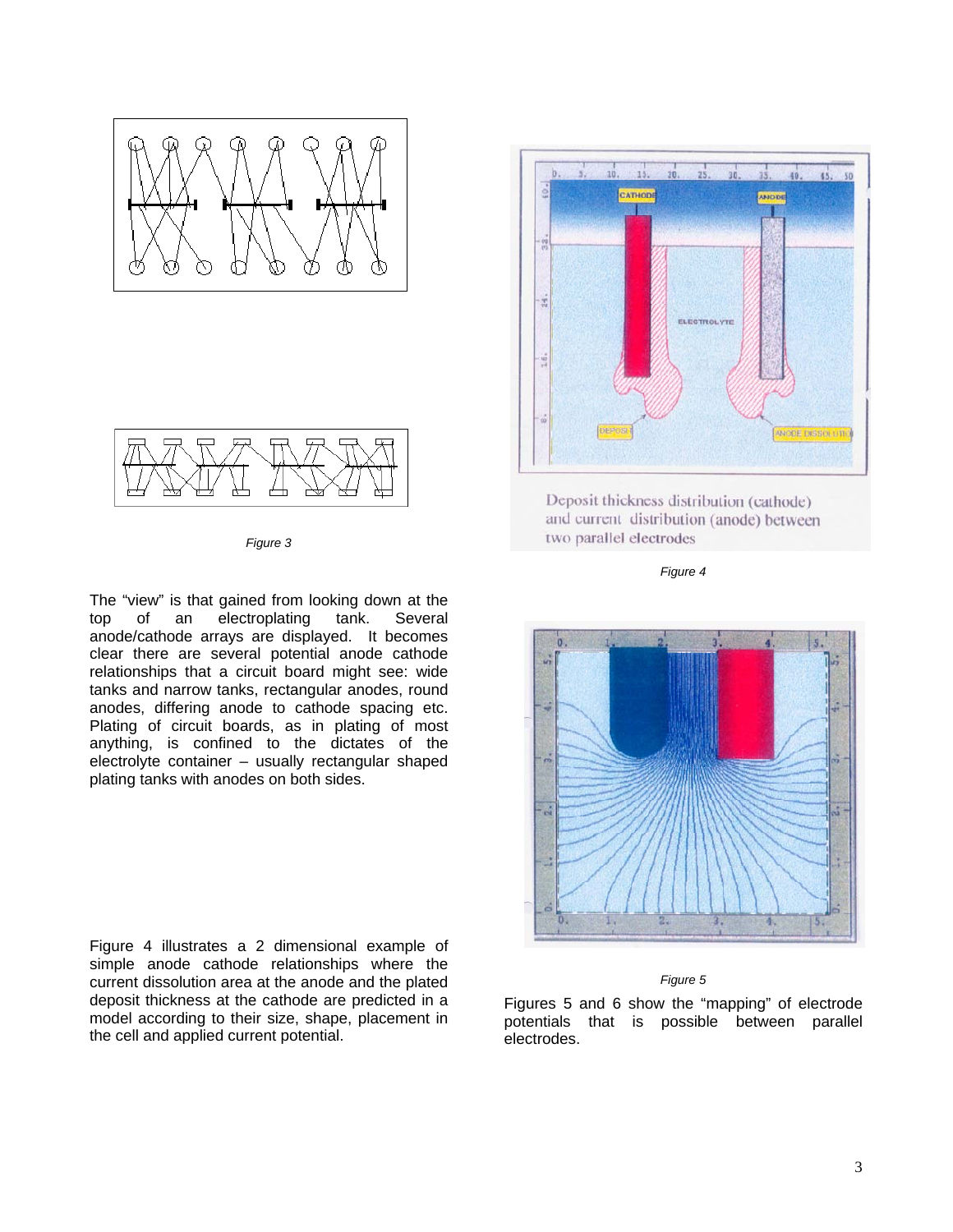*Figure 3*

The "view" is that gained from looking down at the top of an electroplating tank. Several anode/cathode arrays are displayed. It becomes clear there are several potential anode cathode relationships that a circuit board might see: wide tanks and narrow tanks, rectangular anodes, round anodes, differing anode to cathode spacing etc. Plating of circuit boards, as in plating of most anything, is confined to the dictates of the electrolyte container – usually rectangular shaped plating tanks with anodes on both sides.

Deposit thickness distribution (cathode) and current distribution (anode) between two parallel electrodes

*Figure 4*

Figure 4 illustrates a 2 dimensional example of simple anode cathode relationships where the current dissolution area at the anode and the plated deposit thickness at the cathode are predicted in a model according to their size, shape, placement in the cell and applied current potential.

*Figure 5*

Figures 5 and 6 show the "mapping" of electrode potentials that is possible between parallel electrodes.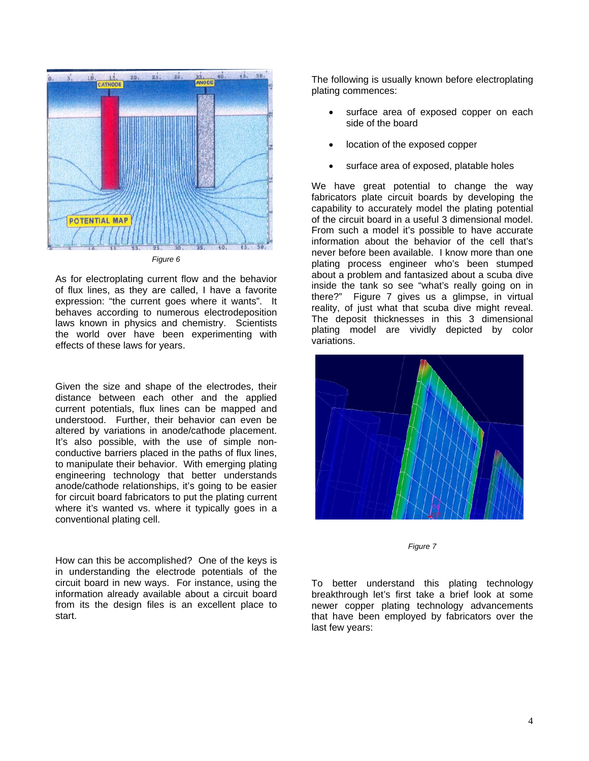*Figure 6*

As for electroplating current flow and the behavior of flux lines, as they are called, I have a favorite expression: "the current goes where it wants". It behaves according to numerous electrodeposition laws known in physics and chemistry. Scientists the world over have been experimenting with effects of these laws for years.

Given the size and shape of the electrodes, their distance between each other and the applied current potentials, flux lines can be mapped and understood. Further, their behavior can even be altered by variations in anode/cathode placement. It's also possible, with the use of simple non-conductive barriers placed in the paths of flux lines, to manipulate their behavior. With emerging plating engineering technology that better understands anode/cathode relationships, it's going to be easier for circuit board fabricators to put the plating current where it's wanted vs. where it typically goes in a conventional plating cell.

How can this be accomplished? One of the keys is in understanding the electrode potentials of the circuit board in new ways. For instance, using the information already available about a circuit board from its the design files is an excellent place to start.

The following is usually known before electroplating plating commences:

- surface area of exposed copper on each side of the board
- location of the exposed copper
- surface area of exposed, platable holes

We have great potential to change the way fabricators plate circuit boards by developing the capability to accurately model the plating potential of the circuit board in a useful 3 dimensional model. From such a model it's possible to have accurate information about the behavior of the cell that's never before been available. I know more than one plating process engineer who's been stumped about a problem and fantasized about a scuba dive inside the tank so see "what's really going on in there?" Figure 7 gives us a glimpse, in virtual reality, of just what that scuba dive might reveal. The deposit thicknesses in this 3 dimensional plating model are vividly depicted by color variations.

*Figure 7*

To better understand this plating technology breakthrough let's first take a brief look at some newer copper plating technology advancements that have been employed by fabricators over the last few years: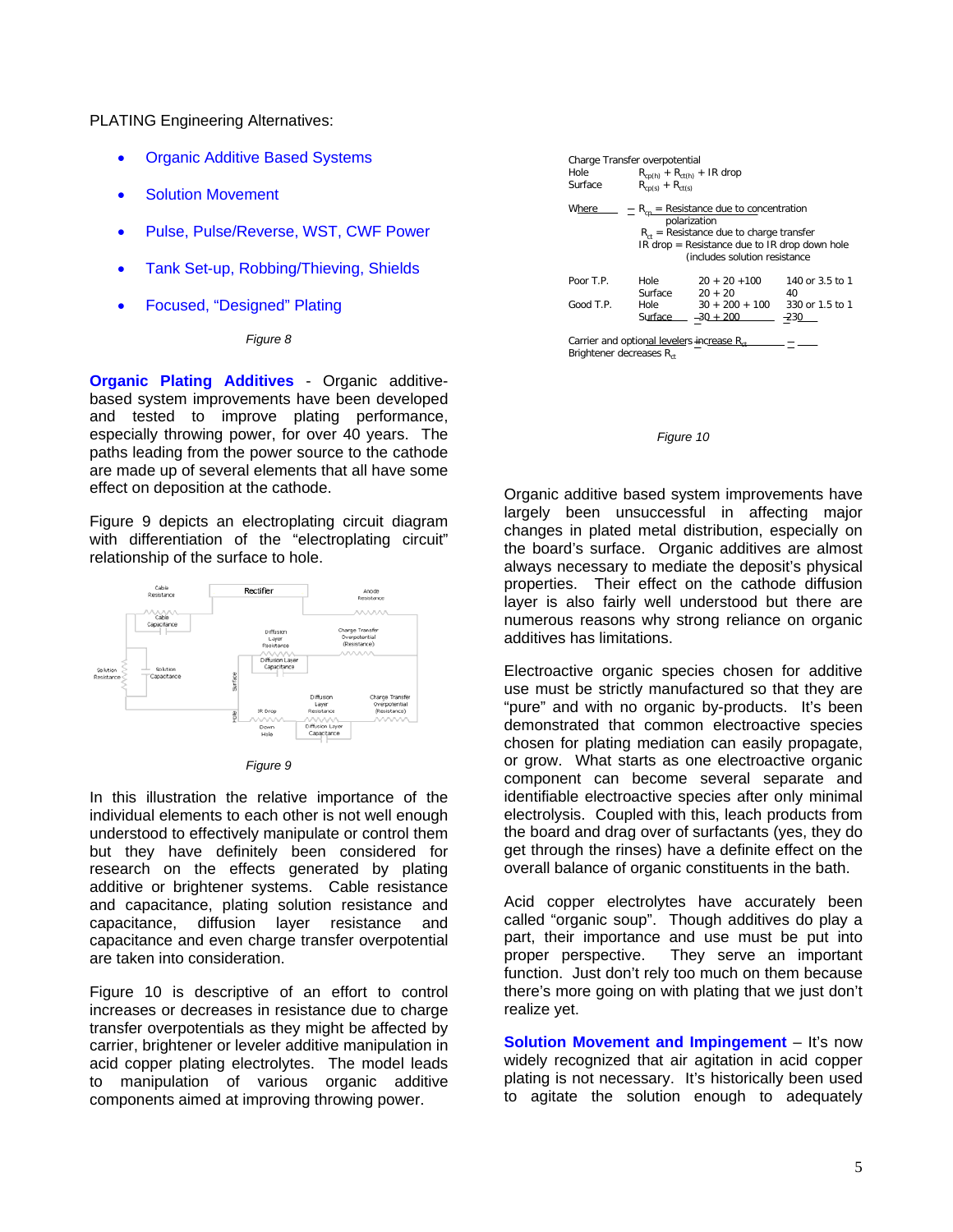PLATING Engineering Alternatives:

- Organic Additive Based Systems
- Solution Movement
- Pulse, Pulse/Reverse, WST, CWF Power
- Tank Set-up, Robbing/Thieving, Shields
- Focused, "Designed" Plating

*Figure 8*

**Organic Plating Additives** - Organic additive-based system improvements have been developed and tested to improve plating performance, especially throwing power, for over 40 years. The paths leading from the power source to the cathode are made up of several elements that all have some effect on deposition at the cathode.

Figure 9 depicts an electroplating circuit diagram with differentiation of the "electroplating circuit" relationship of the surface to hole.

*Figure 9*

In this illustration the relative importance of the individual elements to each other is not well enough understood to effectively manipulate or control them but they have definitely been considered for research on the effects generated by plating additive or brightener systems. Cable resistance and capacitance, plating solution resistance and capacitance, diffusion layer resistance and capacitance and even charge transfer overpotential are taken into consideration.

Figure 10 is descriptive of an effort to control increases or decreases in resistance due to charge transfer overpotentials as they might be affected by carrier, brightener or leveler additive manipulation in acid copper plating electrolytes. The model leads to manipulation of various organic additive components aimed at improving throwing power.

Charge Transfer overpotential

Hole $R_{cp(h)} + R_{ct(h)}$ + IR drop

Surface $R_{cp(s)} + R_{ct(s)}$

Where – $R_{cp}$ = Resistance due to concentration polarization

$R_{ct}$ = Resistance due to charge transfer

IR drop = Resistance due to IR drop down hole (includes solution resistance)

| | | | |
|---|---|---|---|
| Poor T.P. | Hole | 20 + 20 +100 | 140 or 3.5 to 1 |
| | Surface | 20 + 20 | 40 |
| Good T.P. | Hole | 30 + 200 + 100 | 330 or 1.5 to 1 |
| | Surface | 30 + 200 | 230 |

Carrier and optional levelers increase $R_{ct}$

Brightener decreases $R_{ct}$

*Figure 10*

Organic additive based system improvements have largely been unsuccessful in affecting major changes in plated metal distribution, especially on the board's surface. Organic additives are almost always necessary to mediate the deposit's physical properties. Their effect on the cathode diffusion layer is also fairly well understood but there are numerous reasons why strong reliance on organic additives has limitations.

Electroactive organic species chosen for additive use must be strictly manufactured so that they are "pure" and with no organic by-products. It's been demonstrated that common electroactive species chosen for plating mediation can easily propagate, or grow. What starts as one electroactive organic component can become several separate and identifiable electroactive species after only minimal electrolysis. Coupled with this, leach products from the board and drag over of surfactants (yes, they do get through the rinses) have a definite effect on the overall balance of organic constituents in the bath.

Acid copper electrolytes have accurately been called "organic soup". Though additives do play a part, their importance and use must be put into proper perspective. They serve an important function. Just don't rely too much on them because there's more going on with plating that we just don't realize yet.

**Solution Movement and Impingement** – It's now widely recognized that air agitation in acid copper plating is not necessary. It's historically been used to agitate the solution enough to adequately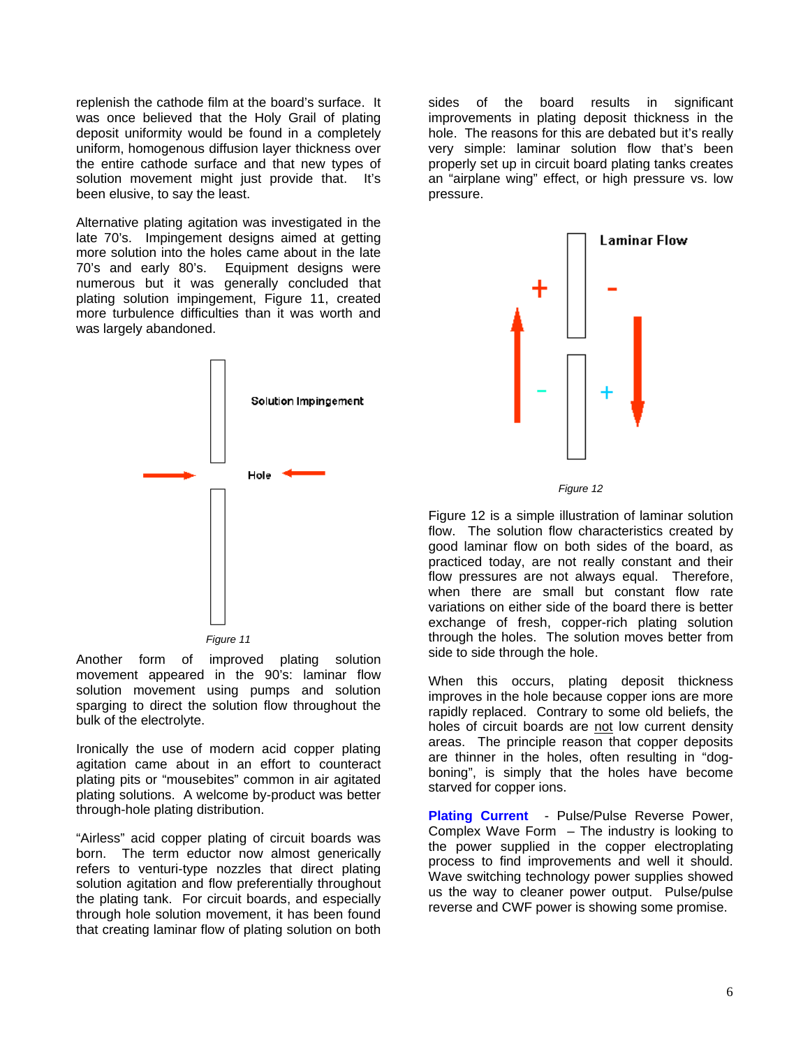replenish the cathode film at the board's surface. It was once believed that the Holy Grail of plating deposit uniformity would be found in a completely uniform, homogenous diffusion layer thickness over the entire cathode surface and that new types of solution movement might just provide that. It's been elusive, to say the least.

Alternative plating agitation was investigated in the late 70's. Impingement designs aimed at getting more solution into the holes came about in the late 70's and early 80's. Equipment designs were numerous but it was generally concluded that plating solution impingement, Figure 11, created more turbulence difficulties than it was worth and was largely abandoned.

Solution Impingement

Hole

*Figure 11*

Another form of improved plating solution movement appeared in the 90's: laminar flow solution movement using pumps and solution sparging to direct the solution flow throughout the bulk of the electrolyte.

Ironically the use of modern acid copper plating agitation came about in an effort to counteract plating pits or "mousebites" common in air agitated plating solutions. A welcome by-product was better through-hole plating distribution.

"Airless" acid copper plating of circuit boards was born. The term eductor now almost generically refers to venturi-type nozzles that direct plating solution agitation and flow preferentially throughout the plating tank. For circuit boards, and especially through hole solution movement, it has been found that creating laminar flow of plating solution on both sides of the board results in significant improvements in plating deposit thickness in the hole. The reasons for this are debated but it's really very simple: laminar solution flow that's been properly set up in circuit board plating tanks creates an "airplane wing" effect, or high pressure vs. low pressure.

Laminar Flow

*Figure 12*

Figure 12 is a simple illustration of laminar solution flow. The solution flow characteristics created by good laminar flow on both sides of the board, as practiced today, are not really constant and their flow pressures are not always equal. Therefore, when there are small but constant flow rate variations on either side of the board there is better exchange of fresh, copper-rich plating solution through the holes. The solution moves better from side to side through the hole.

When this occurs, plating deposit thickness improves in the hole because copper ions are more rapidly replaced. Contrary to some old beliefs, the holes of circuit boards are <u>not</u> low current density areas. The principle reason that copper deposits are thinner in the holes, often resulting in "dog-boning", is simply that the holes have become starved for copper ions.

**Plating Current** - Pulse/Pulse Reverse Power, Complex Wave Form – The industry is looking to the power supplied in the copper electroplating process to find improvements and well it should. Wave switching technology power supplies showed us the way to cleaner power output. Pulse/pulse reverse and CWF power is showing some promise.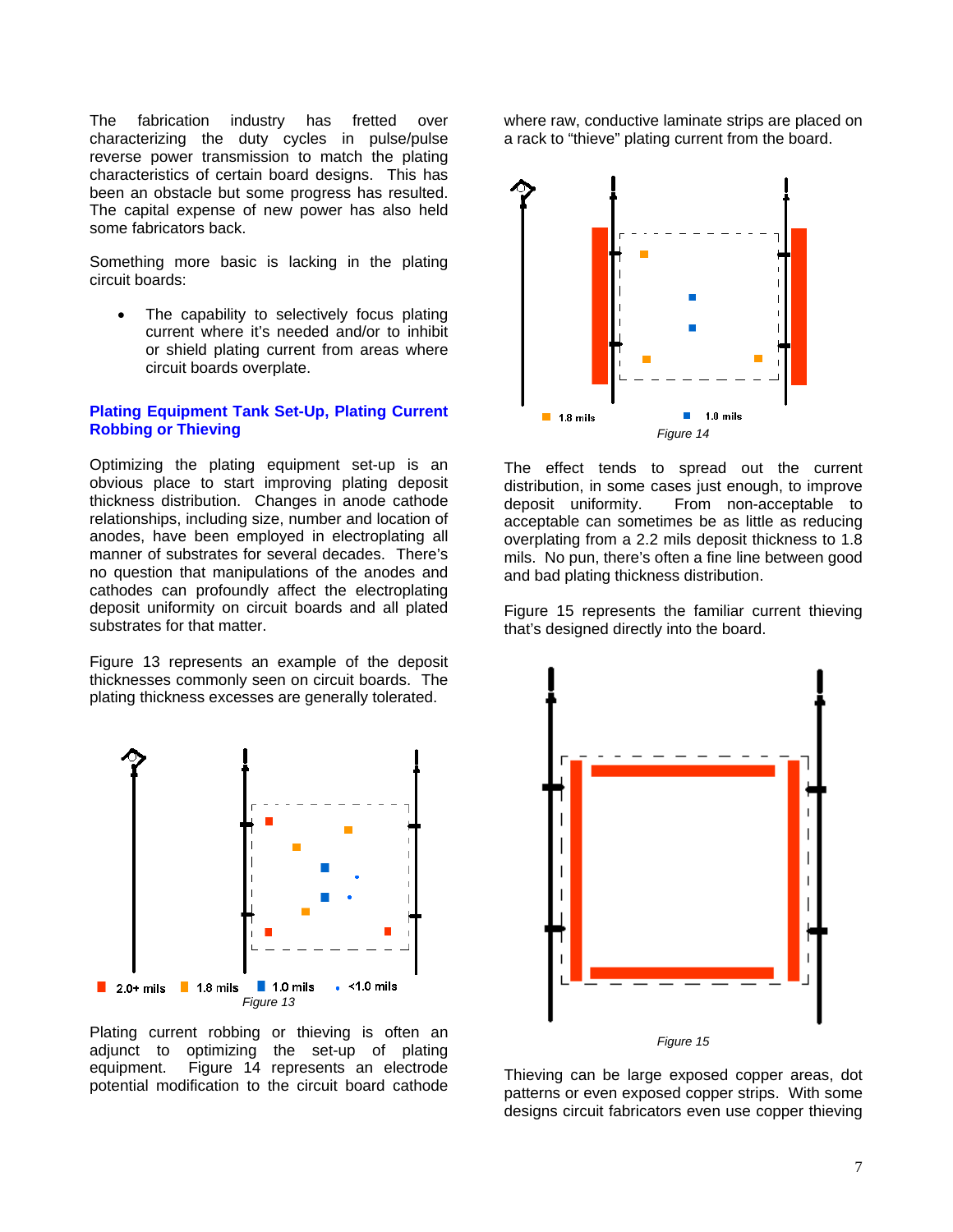The fabrication industry has fretted over characterizing the duty cycles in pulse/pulse reverse power transmission to match the plating characteristics of certain board designs. This has been an obstacle but some progress has resulted. The capital expense of new power has also held some fabricators back.

Something more basic is lacking in the plating circuit boards:

- The capability to selectively focus plating current where it's needed and/or to inhibit or shield plating current from areas where circuit boards overplate.

## Plating Equipment Tank Set-Up, Plating Current Robbing or Thieving

Optimizing the plating equipment set-up is an obvious place to start improving plating deposit thickness distribution. Changes in anode cathode relationships, including size, number and location of anodes, have been employed in electroplating all manner of substrates for several decades. There's no question that manipulations of the anodes and cathodes can profoundly affect the electroplating deposit uniformity on circuit boards and all plated substrates for that matter.

Figure 13 represents an example of the deposit thicknesses commonly seen on circuit boards. The plating thickness excesses are generally tolerated.

2.0+ mils   1.8 mils   1.0 mils   <1.0 mils

*Figure 13*

Plating current robbing or thieving is often an adjunct to optimizing the set-up of plating equipment. Figure 14 represents an electrode potential modification to the circuit board cathode where raw, conductive laminate strips are placed on a rack to "thieve" plating current from the board.

1.8 mils   1.0 mils

*Figure 14*

The effect tends to spread out the current distribution, in some cases just enough, to improve deposit uniformity. From non-acceptable to acceptable can sometimes be as little as reducing overplating from a 2.2 mils deposit thickness to 1.8 mils. No pun, there's often a fine line between good and bad plating thickness distribution.

Figure 15 represents the familiar current thieving that's designed directly into the board.

*Figure 15*

Thieving can be large exposed copper areas, dot patterns or even exposed copper strips. With some designs circuit fabricators even use copper thieving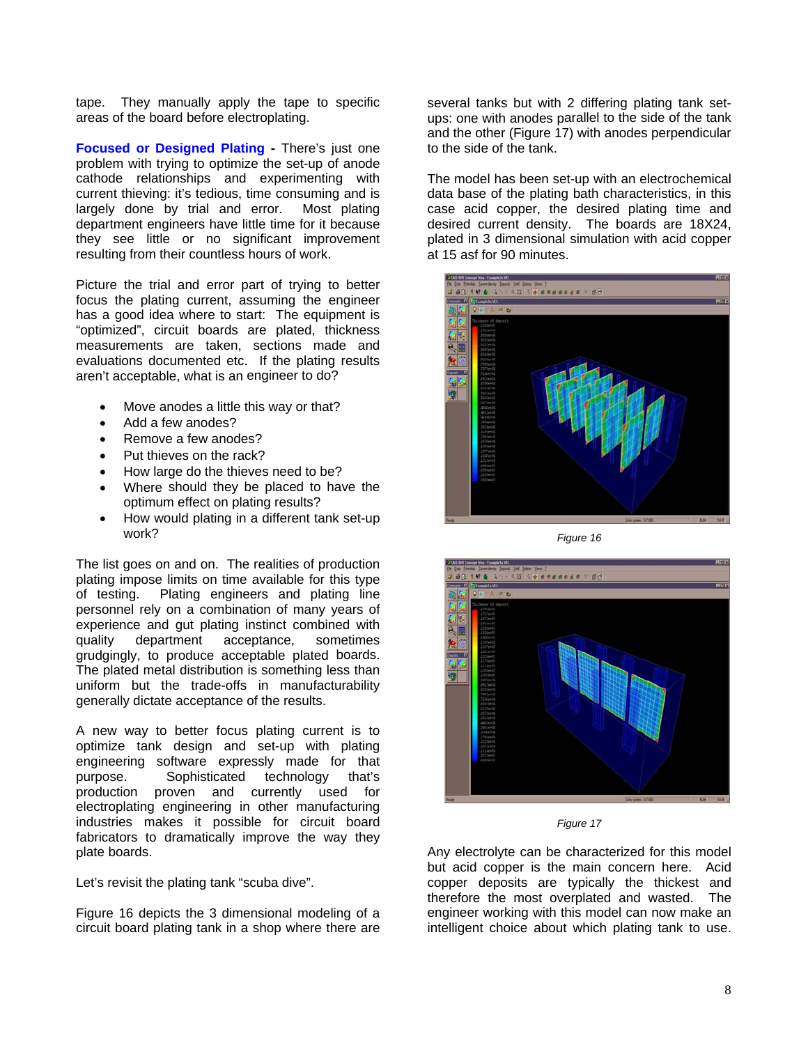tape. They manually apply the tape to specific areas of the board before electroplating.

**Focused or Designed Plating -** There's just one problem with trying to optimize the set-up of anode cathode relationships and experimenting with current thieving: it's tedious, time consuming and is largely done by trial and error. Most plating department engineers have little time for it because they see little or no significant improvement resulting from their countless hours of work.

Picture the trial and error part of trying to better focus the plating current, assuming the engineer has a good idea where to start: The equipment is "optimized", circuit boards are plated, thickness measurements are taken, sections made and evaluations documented etc. If the plating results aren't acceptable, what is an engineer to do?

- Move anodes a little this way or that?
- Add a few anodes?
- Remove a few anodes?
- Put thieves on the rack?
- How large do the thieves need to be?
- Where should they be placed to have the optimum effect on plating results?
- How would plating in a different tank set-up work?

The list goes on and on. The realities of production plating impose limits on time available for this type of testing. Plating engineers and plating line personnel rely on a combination of many years of experience and gut plating instinct combined with quality department acceptance, sometimes grudgingly, to produce acceptable plated boards. The plated metal distribution is something less than uniform but the trade-offs in manufacturability generally dictate acceptance of the results.

A new way to better focus plating current is to optimize tank design and set-up with plating engineering software expressly made for that purpose. Sophisticated technology that's production proven and currently used for electroplating engineering in other manufacturing industries makes it possible for circuit board fabricators to dramatically improve the way they plate boards.

Let's revisit the plating tank "scuba dive".

Figure 16 depicts the 3 dimensional modeling of a circuit board plating tank in a shop where there are several tanks but with 2 differing plating tank set-ups: one with anodes parallel to the side of the tank and the other (Figure 17) with anodes perpendicular to the side of the tank.

The model has been set-up with an electrochemical data base of the plating bath characteristics, in this case acid copper, the desired plating time and desired current density. The boards are 18X24, plated in 3 dimensional simulation with acid copper at 15 asf for 90 minutes.

*Figure 16*

*Figure 17*

Any electrolyte can be characterized for this model but acid copper is the main concern here. Acid copper deposits are typically the thickest and therefore the most overplated and wasted. The engineer working with this model can now make an intelligent choice about which plating tank to use.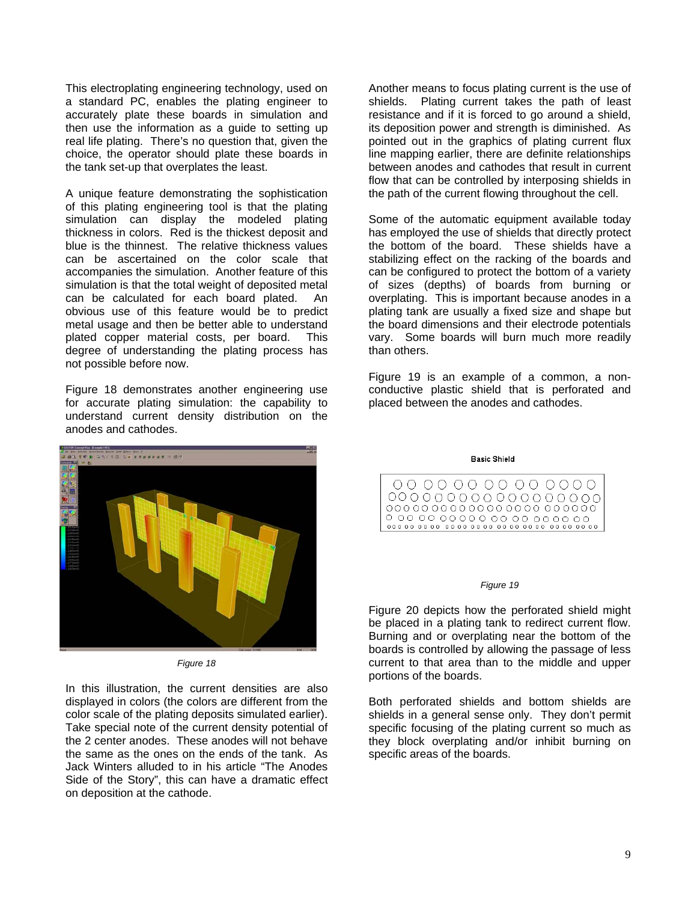This electroplating engineering technology, used on a standard PC, enables the plating engineer to accurately plate these boards in simulation and then use the information as a guide to setting up real life plating. There's no question that, given the choice, the operator should plate these boards in the tank set-up that overplates the least.

A unique feature demonstrating the sophistication of this plating engineering tool is that the plating simulation can display the modeled plating thickness in colors. Red is the thickest deposit and blue is the thinnest. The relative thickness values can be ascertained on the color scale that accompanies the simulation. Another feature of this simulation is that the total weight of deposited metal can be calculated for each board plated. An obvious use of this feature would be to predict metal usage and then be better able to understand plated copper material costs, per board. This degree of understanding the plating process has not possible before now.

Figure 18 demonstrates another engineering use for accurate plating simulation: the capability to understand current density distribution on the anodes and cathodes.

*Figure 18*

In this illustration, the current densities are also displayed in colors (the colors are different from the color scale of the plating deposits simulated earlier). Take special note of the current density potential of the 2 center anodes. These anodes will not behave the same as the ones on the ends of the tank. As Jack Winters alluded to in his article "The Anodes Side of the Story", this can have a dramatic effect on deposition at the cathode.

Another means to focus plating current is the use of shields. Plating current takes the path of least resistance and if it is forced to go around a shield, its deposition power and strength is diminished. As pointed out in the graphics of plating current flux line mapping earlier, there are definite relationships between anodes and cathodes that result in current flow that can be controlled by interposing shields in the path of the current flowing throughout the cell.

Some of the automatic equipment available today has employed the use of shields that directly protect the bottom of the board. These shields have a stabilizing effect on the racking of the boards and can be configured to protect the bottom of a variety of sizes (depths) of boards from burning or overplating. This is important because anodes in a plating tank are usually a fixed size and shape but the board dimensions and their electrode potentials vary. Some boards will burn much more readily than others.

Figure 19 is an example of a common, a non-conductive plastic shield that is perforated and placed between the anodes and cathodes.

Basic Shield

*Figure 19*

Figure 20 depicts how the perforated shield might be placed in a plating tank to redirect current flow. Burning and or overplating near the bottom of the boards is controlled by allowing the passage of less current to that area than to the middle and upper portions of the boards.

Both perforated shields and bottom shields are shields in a general sense only. They don't permit specific focusing of the plating current so much as they block overplating and/or inhibit burning on specific areas of the boards.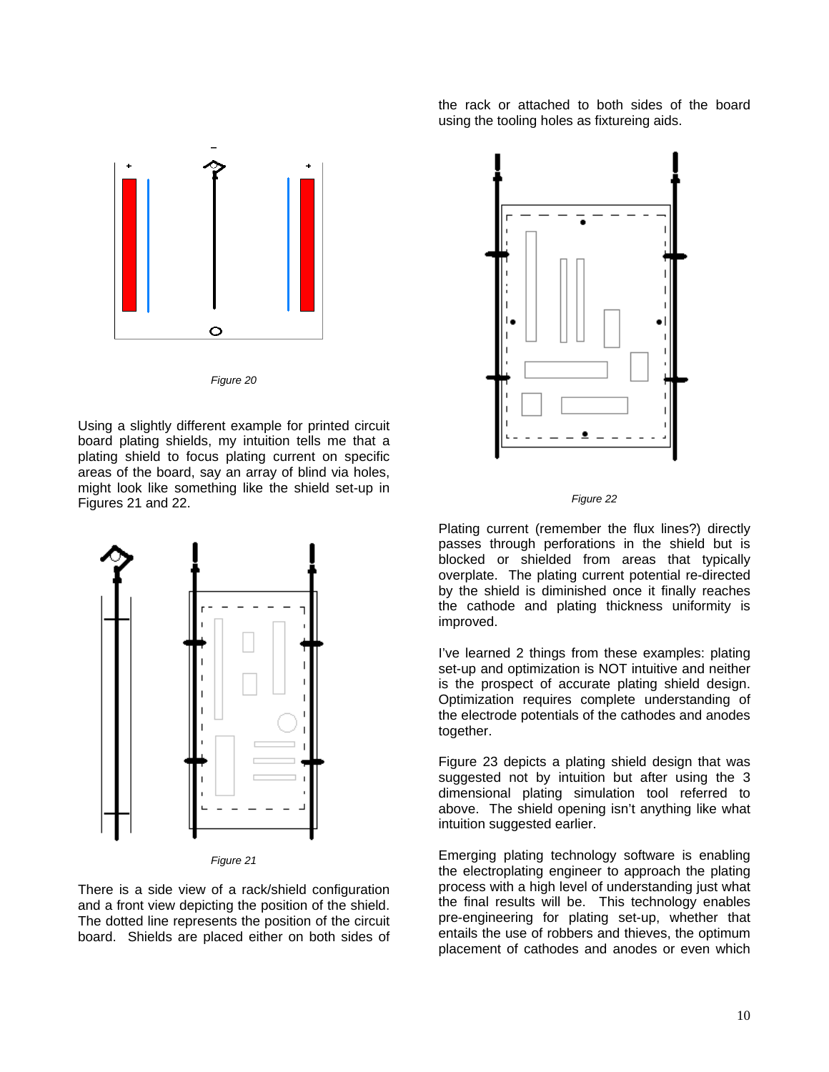Figure 20

Using a slightly different example for printed circuit board plating shields, my intuition tells me that a plating shield to focus plating current on specific areas of the board, say an array of blind via holes, might look like something like the shield set-up in Figures 21 and 22.

Figure 21

There is a side view of a rack/shield configuration and a front view depicting the position of the shield. The dotted line represents the position of the circuit board. Shields are placed either on both sides of the rack or attached to both sides of the board using the tooling holes as fixtureing aids.

Figure 22

Plating current (remember the flux lines?) directly passes through perforations in the shield but is blocked or shielded from areas that typically overplate. The plating current potential re-directed by the shield is diminished once it finally reaches the cathode and plating thickness uniformity is improved.

I've learned 2 things from these examples: plating set-up and optimization is NOT intuitive and neither is the prospect of accurate plating shield design. Optimization requires complete understanding of the electrode potentials of the cathodes and anodes together.

Figure 23 depicts a plating shield design that was suggested not by intuition but after using the 3 dimensional plating simulation tool referred to above. The shield opening isn't anything like what intuition suggested earlier.

Emerging plating technology software is enabling the electroplating engineer to approach the plating process with a high level of understanding just what the final results will be. This technology enables pre-engineering for plating set-up, whether that entails the use of robbers and thieves, the optimum placement of cathodes and anodes or even which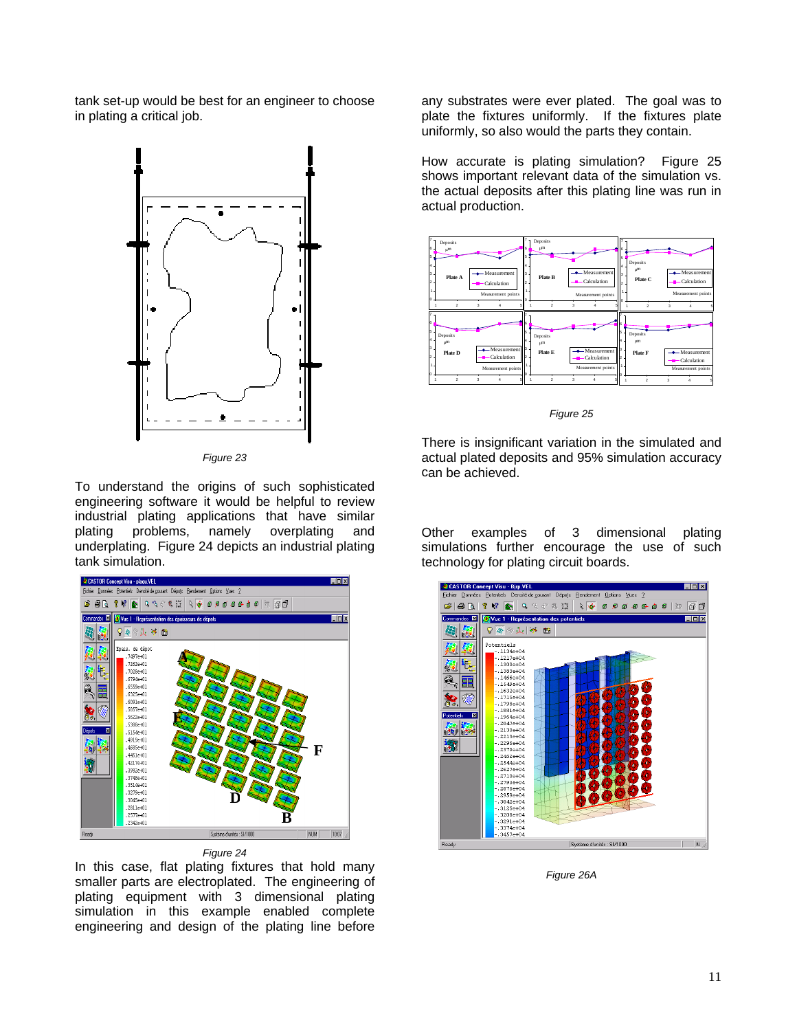tank set-up would be best for an engineer to choose in plating a critical job.

Figure 23

To understand the origins of such sophisticated engineering software it would be helpful to review industrial plating applications that have similar plating problems, namely overplating and underplating. Figure 24 depicts an industrial plating tank simulation.

Figure 24

In this case, flat plating fixtures that hold many smaller parts are electroplated. The engineering of plating equipment with 3 dimensional plating simulation in this example enabled complete engineering and design of the plating line before any substrates were ever plated. The goal was to plate the fixtures uniformly. If the fixtures plate uniformly, so also would the parts they contain.

How accurate is plating simulation? Figure 25 shows important relevant data of the simulation vs. the actual deposits after this plating line was run in actual production.

Figure 25

There is insignificant variation in the simulated and actual plated deposits and 95% simulation accuracy can be achieved.

Other examples of 3 dimensional plating simulations further encourage the use of such technology for plating circuit boards.

Figure 26A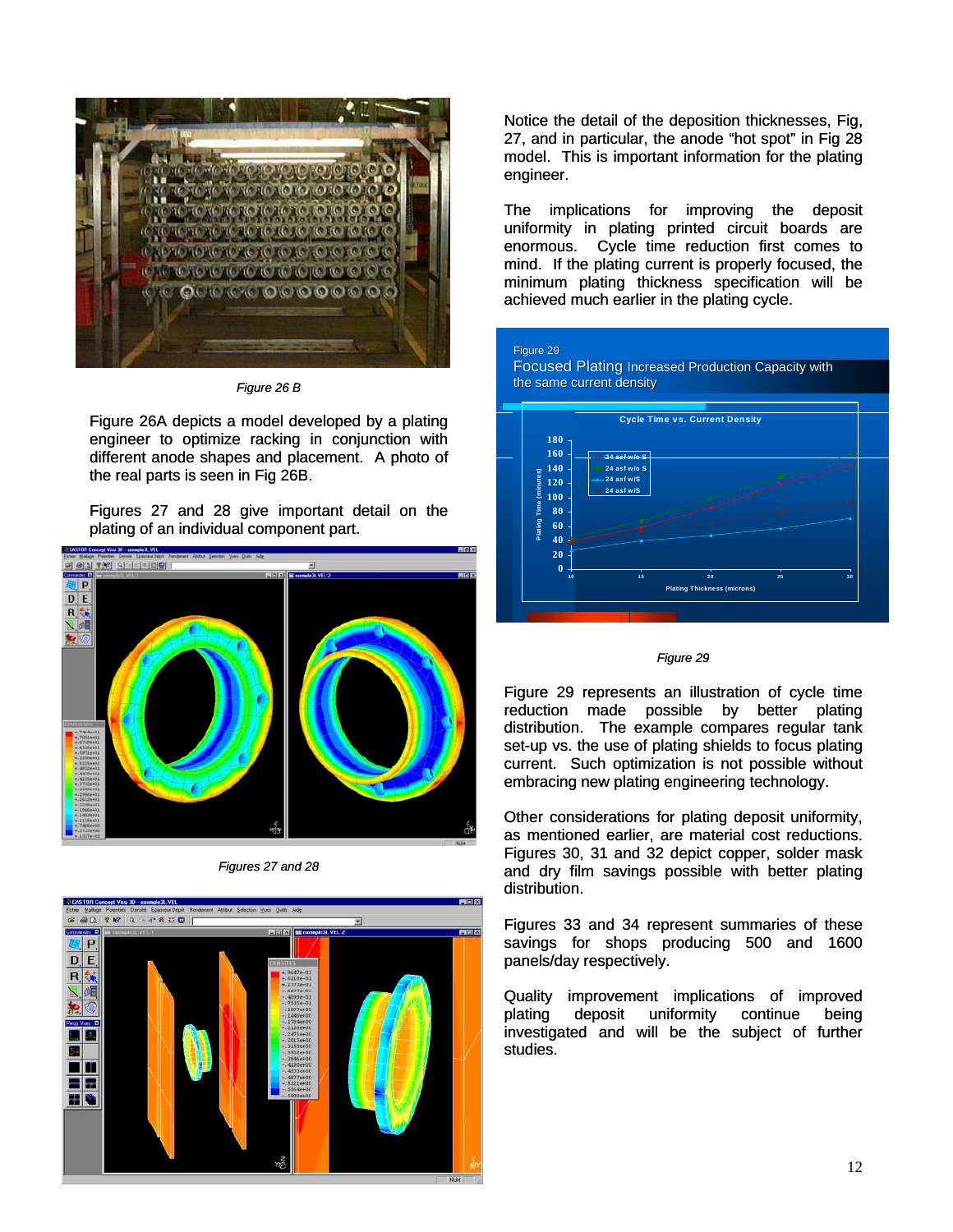*Figure 26 B*

Figure 26A depicts a model developed by a plating engineer to optimize racking in conjunction with different anode shapes and placement. A photo of the real parts is seen in Fig 26B.

Figures 27 and 28 give important detail on the plating of an individual component part.

*Figures 27 and 28*

Notice the detail of the deposition thicknesses, Fig, 27, and in particular, the anode "hot spot" in Fig 28 model. This is important information for the plating engineer.

The implications for improving the deposit uniformity in plating printed circuit boards are enormous. Cycle time reduction first comes to mind. If the plating current is properly focused, the minimum plating thickness specification will be achieved much earlier in the plating cycle.

*Figure 29*

Figure 29 represents an illustration of cycle time reduction made possible by better plating distribution. The example compares regular tank set-up vs. the use of plating shields to focus plating current. Such optimization is not possible without embracing new plating engineering technology.

Other considerations for plating deposit uniformity, as mentioned earlier, are material cost reductions. Figures 30, 31 and 32 depict copper, solder mask and dry film savings possible with better plating distribution.

Figures 33 and 34 represent summaries of these savings for shops producing 500 and 1600 panels/day respectively.

Quality improvement implications of improved plating deposit uniformity continue being investigated and will be the subject of further studies.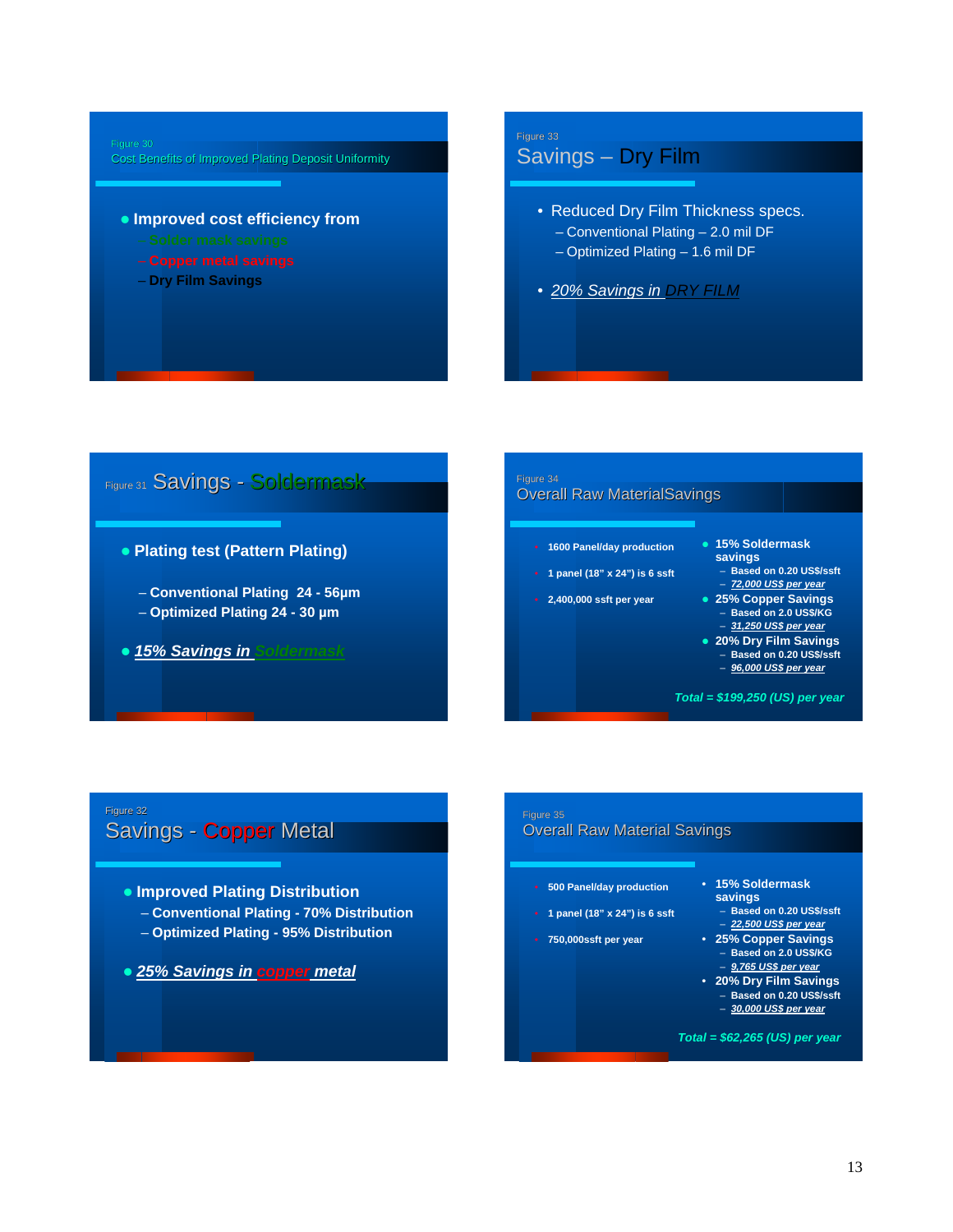Figure 30

## Cost Benefits of Improved Plating Deposit Uniformity

- **Improved cost efficiency from**
  - **Solder mask savings**
  - **Copper metal savings**
  - **Dry Film Savings**

Figure 33

## Savings – Dry Film

- Reduced Dry Film Thickness specs.
  - Conventional Plating – 2.0 mil DF
  - Optimized Plating – 1.6 mil DF
- *20% Savings in DRY FILM*

Figure 31

## Savings - Soldermask

- **Plating test (Pattern Plating)**
  - **Conventional Plating 24 - 56µm**
  - **Optimized Plating 24 - 30 µm**
- ***15% Savings in Soldermask***

Figure 34

## Overall Raw MaterialSavings

- **1600 Panel/day production**
- **1 panel (18" x 24") is 6 ssft**
- **2,400,000 ssft per year**

- **15% Soldermask savings**
  - **Based on 0.20 US$/ssft**
  - ***72,000 US$ per year***
- **25% Copper Savings**
  - **Based on 2.0 US$/KG**
  - ***31,250 US$ per year***
- **20% Dry Film Savings**
  - **Based on 0.20 US$/ssft**
  - ***96,000 US$ per year***

***Total = $199,250 (US) per year***

Figure 32

## Savings - Copper Metal

- **Improved Plating Distribution**
  - **Conventional Plating - 70% Distribution**
  - **Optimized Plating - 95% Distribution**
- ***25% Savings in copper metal***

Figure 35

## Overall Raw Material Savings

- **500 Panel/day production**
- **1 panel (18" x 24") is 6 ssft**
- **750,000ssft per year**

- **15% Soldermask savings**
  - **Based on 0.20 US$/ssft**
  - ***22,500 US$ per year***
- **25% Copper Savings**
  - **Based on 2.0 US$/KG**
  - ***9,765 US$ per year***
- **20% Dry Film Savings**
  - **Based on 0.20 US$/ssft**
  - ***30,000 US$ per year***

***Total = $62,265 (US) per year***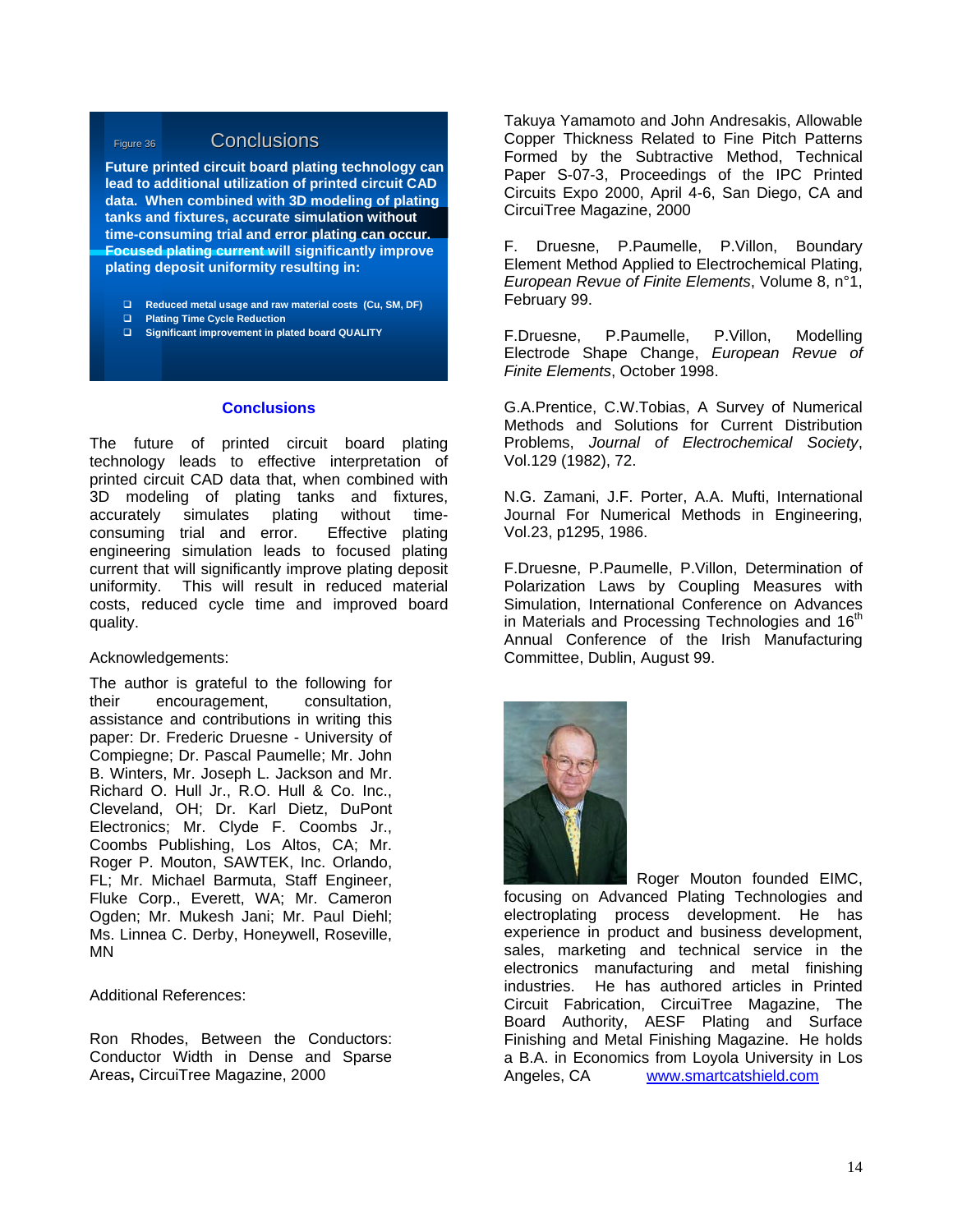Figure 36

## Conclusions

**Future printed circuit board plating technology can lead to additional utilization of printed circuit CAD data. When combined with 3D modeling of plating tanks and fixtures, accurate simulation without time-consuming trial and error plating can occur. Focused plating current will significantly improve plating deposit uniformity resulting in:**

- **Reduced metal usage and raw material costs (Cu, SM, DF)**
- **Plating Time Cycle Reduction**
- **Significant improvement in plated board QUALITY**

### Conclusions

The future of printed circuit board plating technology leads to effective interpretation of printed circuit CAD data that, when combined with 3D modeling of plating tanks and fixtures, accurately simulates plating without time-consuming trial and error. Effective plating engineering simulation leads to focused plating current that will significantly improve plating deposit uniformity. This will result in reduced material costs, reduced cycle time and improved board quality.

Acknowledgements:

The author is grateful to the following for their encouragement, consultation, assistance and contributions in writing this paper: Dr. Frederic Druesne - University of Compiegne; Dr. Pascal Paumelle; Mr. John B. Winters, Mr. Joseph L. Jackson and Mr. Richard O. Hull Jr., R.O. Hull & Co. Inc., Cleveland, OH; Dr. Karl Dietz, DuPont Electronics; Mr. Clyde F. Coombs Jr., Coombs Publishing, Los Altos, CA; Mr. Roger P. Mouton, SAWTEK, Inc. Orlando, FL; Mr. Michael Barmuta, Staff Engineer, Fluke Corp., Everett, WA; Mr. Cameron Ogden; Mr. Mukesh Jani; Mr. Paul Diehl; Ms. Linnea C. Derby, Honeywell, Roseville, MN

Additional References:

Ron Rhodes, Between the Conductors: Conductor Width in Dense and Sparse Areas**,** CircuiTree Magazine, 2000

Takuya Yamamoto and John Andresakis, Allowable Copper Thickness Related to Fine Pitch Patterns Formed by the Subtractive Method, Technical Paper S-07-3, Proceedings of the IPC Printed Circuits Expo 2000, April 4-6, San Diego, CA and CircuiTree Magazine, 2000

F. Druesne, P.Paumelle, P.Villon, Boundary Element Method Applied to Electrochemical Plating, *European Revue of Finite Elements*, Volume 8, n°1, February 99.

F.Druesne, P.Paumelle, P.Villon, Modelling Electrode Shape Change, *European Revue of Finite Elements*, October 1998.

G.A.Prentice, C.W.Tobias, A Survey of Numerical Methods and Solutions for Current Distribution Problems, *Journal of Electrochemical Society*, Vol.129 (1982), 72.

N.G. Zamani, J.F. Porter, A.A. Mufti, International Journal For Numerical Methods in Engineering, Vol.23, p1295, 1986.

F.Druesne, P.Paumelle, P.Villon, Determination of Polarization Laws by Coupling Measures with Simulation, International Conference on Advances in Materials and Processing Technologies and 16th Annual Conference of the Irish Manufacturing Committee, Dublin, August 99.

Roger Mouton founded EIMC, focusing on Advanced Plating Technologies and electroplating process development. He has experience in product and business development, sales, marketing and technical service in the electronics manufacturing and metal finishing industries. He has authored articles in Printed Circuit Fabrication, CircuiTree Magazine, The Board Authority, AESF Plating and Surface Finishing and Metal Finishing Magazine. He holds a B.A. in Economics from Loyola University in Los Angeles, CA www.smartcatshield.com